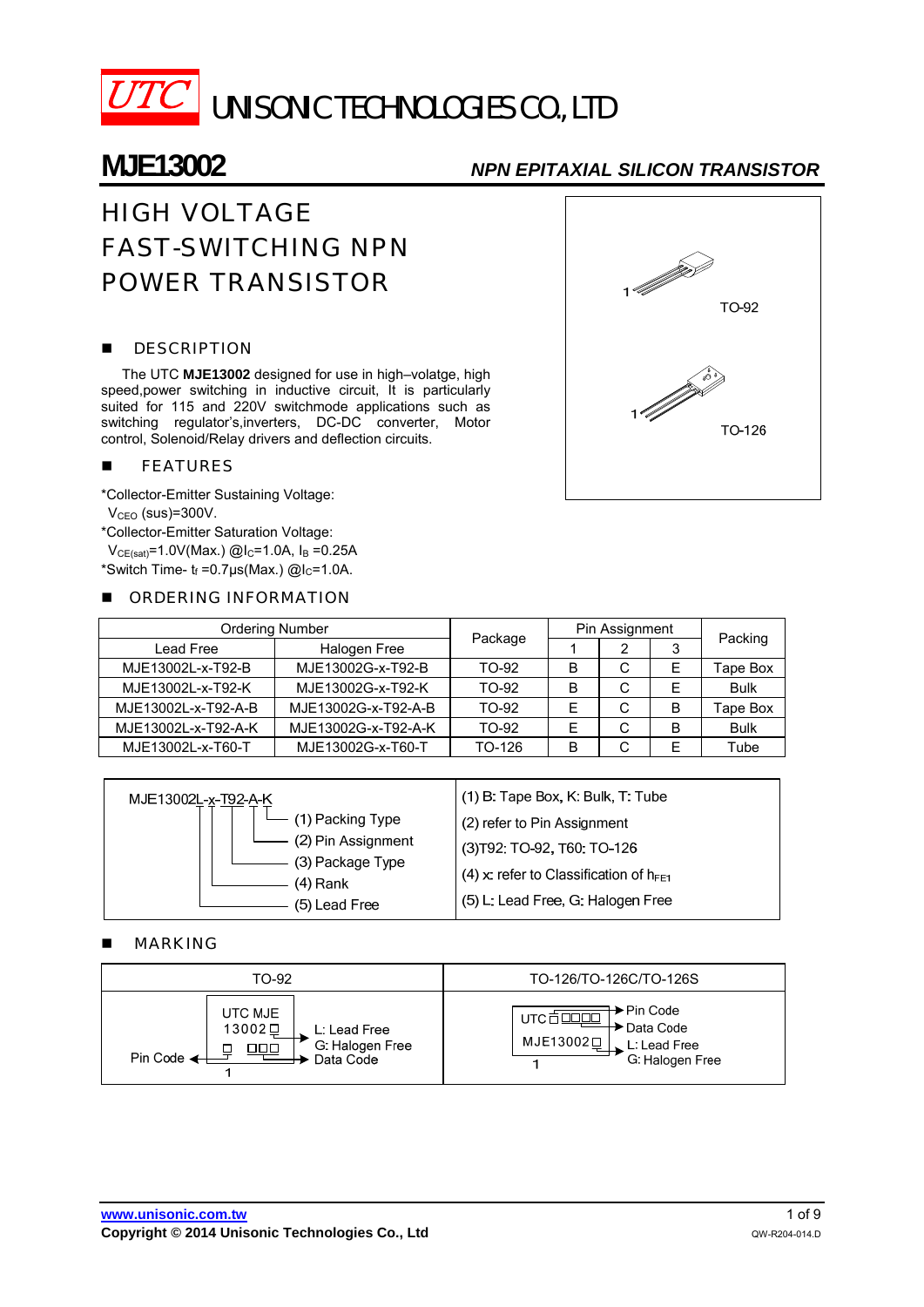# UTC UNISONIC TECHNOLOGIES CO., LTD

## MJE13002

***NPN EPITAXIAL SILICON TRANSISTOR***

# HIGH VOLTAGE FAST-SWITCHING NPN POWER TRANSISTOR

TO-92

TO-126

## ■ DESCRIPTION

The UTC **MJE13002** designed for use in high–volatge, high speed,power switching in inductive circuit, It is particularly suited for 115 and 220V switchmode applications such as switching regulator's,inverters, DC-DC converter, Motor control, Solenoid/Relay drivers and deflection circuits.

## ■ FEATURES

*Collector-Emitter Sustaining Voltage:
$V_{CEO}$ (sus)=300V.
*Collector-Emitter Saturation Voltage:
$V_{CE(sat)}$=1.0V(Max.) @$I_C$=1.0A, $I_B$ =0.25A
*Switch Time- $t_f$ =0.7μs(Max.) @$I_C$=1.0A.

## ■ ORDERING INFORMATION

| Ordering Number | | Package | Pin Assignment | | | Packing |
|---|---|---|---|---|---|---|
| Lead Free | Halogen Free | | 1 | 2 | 3 | |
| MJE13002L-x-T92-B | MJE13002G-x-T92-B | TO-92 | B | C | E | Tape Box |
| MJE13002L-x-T92-K | MJE13002G-x-T92-K | TO-92 | B | C | E | Bulk |
| MJE13002L-x-T92-A-B | MJE13002G-x-T92-A-B | TO-92 | E | C | B | Tape Box |
| MJE13002L-x-T92-A-K | MJE13002G-x-T92-A-K | TO-92 | E | C | B | Bulk |
| MJE13002L-x-T60-T | MJE13002G-x-T60-T | TO-126 | B | C | E | Tube |

MJE13002L-x-T92-A-K
- (1) Packing Type
- (2) Pin Assignment
- (3) Package Type
- (4) Rank
- (5) Lead Free

(1) B: Tape Box, K: Bulk, T: Tube
(2) refer to Pin Assignment
(3)T92: TO-92, T60: TO-126
(4) x: refer to Classification of $h_{FE1}$
(5) L: Lead Free, G: Halogen Free

## ■ MARKING

| TO-92 | TO-126/TO-126C/TO-126S |
|---|---|
| UTC MJE 13002□ / □ □□□ — Pin Code; L: Lead Free, G: Halogen Free; Data Code; 1 | UTC □□□□□ / MJE13002□ — Pin Code; Data Code; L: Lead Free, G: Halogen Free; 1 |

www.unisonic.com.tw
**Copyright © 2014 Unisonic Technologies Co., Ltd**
QW-R204-014.D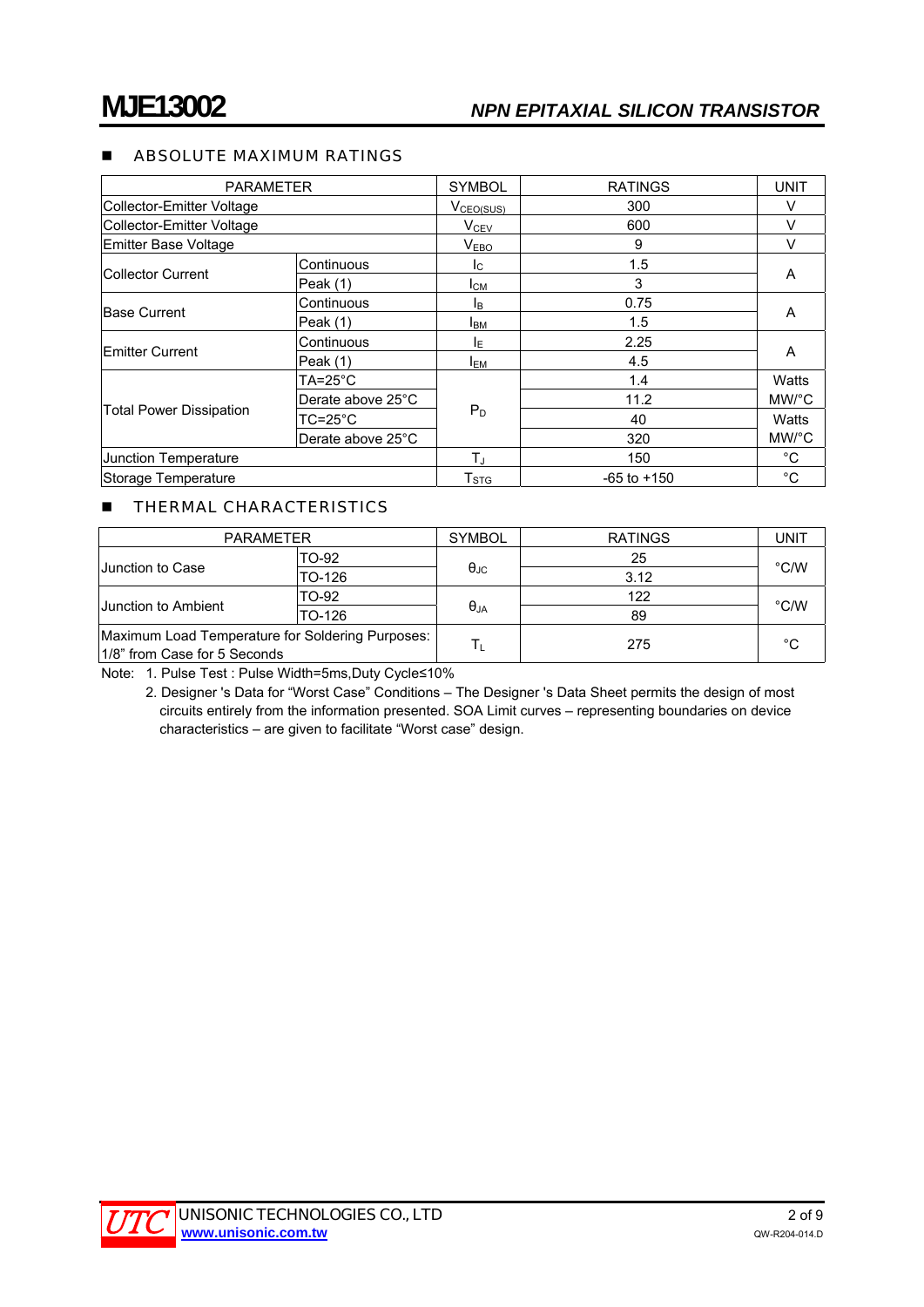## ABSOLUTE MAXIMUM RATINGS

| PARAMETER | | SYMBOL | RATINGS | UNIT |
|---|---|---|---|---|
| Collector-Emitter Voltage | | $V_{CEO(SUS)}$ | 300 | V |
| Collector-Emitter Voltage | | $V_{CEV}$ | 600 | V |
| Emitter Base Voltage | | $V_{EBO}$ | 9 | V |
| Collector Current | Continuous | $I_C$ | 1.5 | A |
| | Peak (1) | $I_{CM}$ | 3 | |
| Base Current | Continuous | $I_B$ | 0.75 | A |
| | Peak (1) | $I_{BM}$ | 1.5 | |
| Emitter Current | Continuous | $I_E$ | 2.25 | A |
| | Peak (1) | $I_{EM}$ | 4.5 | |
| Total Power Dissipation | TA=25°C | $P_D$ | 1.4 | Watts |
| | Derate above 25°C | | 11.2 | MW/°C |
| | TC=25°C | | 40 | Watts |
| | Derate above 25°C | | 320 | MW/°C |
| Junction Temperature | | $T_J$ | 150 | °C |
| Storage Temperature | | $T_{STG}$ | -65 to +150 | °C |

## THERMAL CHARACTERISTICS

| PARAMETER | | SYMBOL | RATINGS | UNIT |
|---|---|---|---|---|
| Junction to Case | TO-92 | $\theta_{JC}$ | 25 | °C/W |
| | TO-126 | | 3.12 | |
| Junction to Ambient | TO-92 | $\theta_{JA}$ | 122 | °C/W |
| | TO-126 | | 89 | |
| Maximum Load Temperature for Soldering Purposes: 1/8" from Case for 5 Seconds | | $T_L$ | 275 | °C |

Note: 1. Pulse Test : Pulse Width=5ms,Duty Cycle≤10%

2. Designer 's Data for "Worst Case" Conditions – The Designer 's Data Sheet permits the design of most circuits entirely from the information presented. SOA Limit curves – representing boundaries on device characteristics – are given to facilitate "Worst case" design.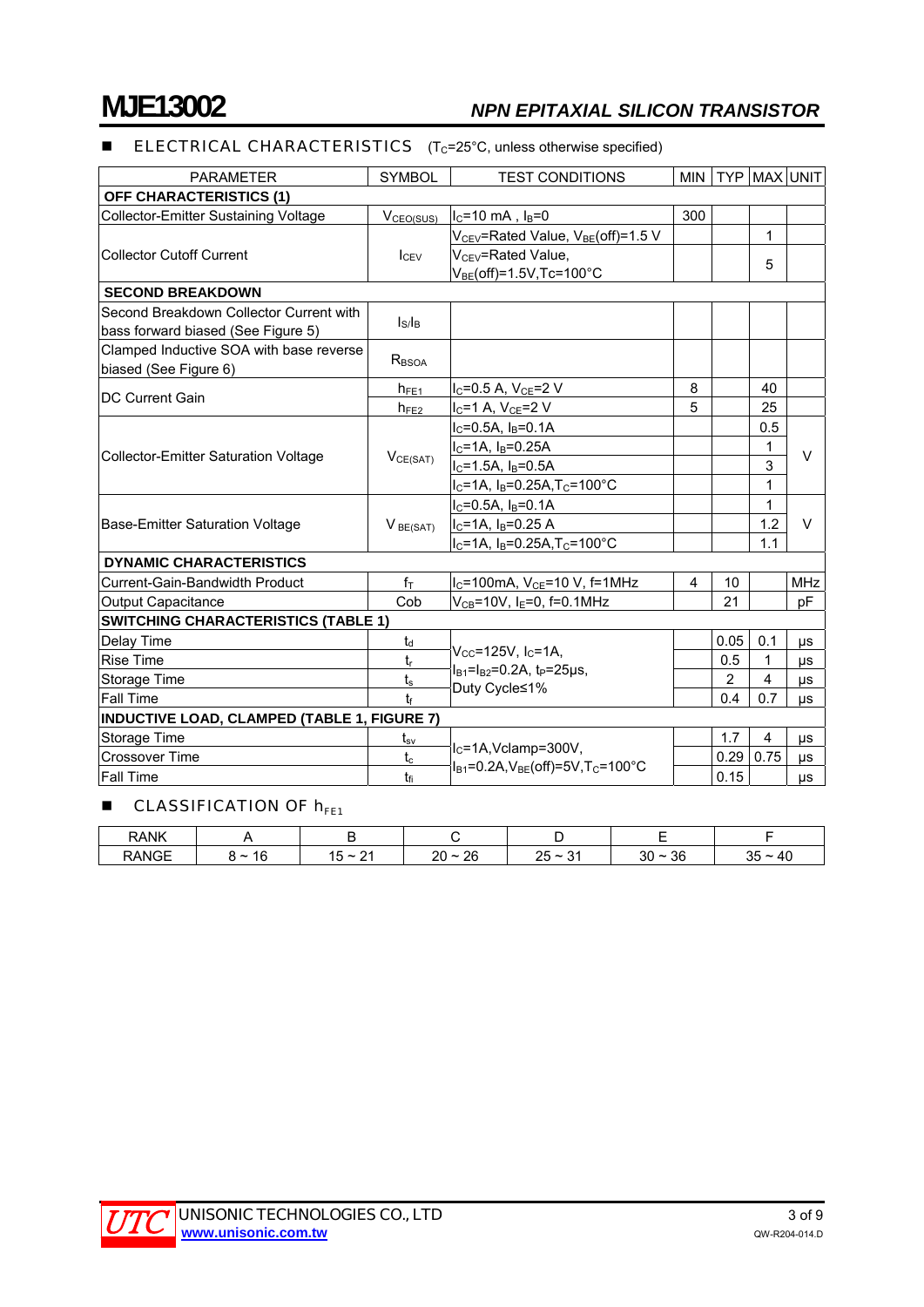# MJE13002

## *NPN EPITAXIAL SILICON TRANSISTOR*

## ■ ELECTRICAL CHARACTERISTICS ($T_C$=25°C, unless otherwise specified)

| PARAMETER | SYMBOL | TEST CONDITIONS | MIN | TYP | MAX | UNIT |
|---|---|---|---|---|---|---|
| **OFF CHARACTERISTICS (1)** | | | | | | |
| Collector-Emitter Sustaining Voltage | $V_{CEO(SUS)}$ | $I_C$=10 mA , $I_B$=0 | 300 | | | |
| Collector Cutoff Current | $I_{CEV}$ | $V_{CEV}$=Rated Value, $V_{BE}$(off)=1.5 V | | | 1 | |
| | | $V_{CEV}$=Rated Value, $V_{BE}$(off)=1.5V,Tc=100°C | | | 5 | |
| **SECOND BREAKDOWN** | | | | | | |
| Second Breakdown Collector Current with bass forward biased (See Figure 5) | $I_S/I_B$ | | | | | |
| Clamped Inductive SOA with base reverse biased (See Figure 6) | $R_{BSOA}$ | | | | | |
| DC Current Gain | $h_{FE1}$ | $I_C$=0.5 A, $V_{CE}$=2 V | 8 | | 40 | |
| | $h_{FE2}$ | $I_C$=1 A, $V_{CE}$=2 V | 5 | | 25 | |
| Collector-Emitter Saturation Voltage | $V_{CE(SAT)}$ | $I_C$=0.5A, $I_B$=0.1A | | | 0.5 | V |
| | | $I_C$=1A, $I_B$=0.25A | | | 1 | |
| | | $I_C$=1.5A, $I_B$=0.5A | | | 3 | |
| | | $I_C$=1A, $I_B$=0.25A,$T_C$=100°C | | | 1 | |
| Base-Emitter Saturation Voltage | $V_{BE(SAT)}$ | $I_C$=0.5A, $I_B$=0.1A | | | 1 | V |
| | | $I_C$=1A, $I_B$=0.25 A | | | 1.2 | |
| | | $I_C$=1A, $I_B$=0.25A,$T_C$=100°C | | | 1.1 | |
| **DYNAMIC CHARACTERISTICS** | | | | | | |
| Current-Gain-Bandwidth Product | $f_T$ | $I_C$=100mA, $V_{CE}$=10 V, f=1MHz | 4 | 10 | | MHz |
| Output Capacitance | Cob | $V_{CB}$=10V, $I_E$=0, f=0.1MHz | | 21 | | pF |
| **SWITCHING CHARACTERISTICS (TABLE 1)** | | | | | | |
| Delay Time | $t_d$ | $V_{CC}$=125V, $I_C$=1A, $I_{B1}$=$I_{B2}$=0.2A, $t_P$=25μs, Duty Cycle≤1% | | 0.05 | 0.1 | μs |
| Rise Time | $t_r$ | | | 0.5 | 1 | μs |
| Storage Time | $t_s$ | | | 2 | 4 | μs |
| Fall Time | $t_f$ | | | 0.4 | 0.7 | μs |
| **INDUCTIVE LOAD, CLAMPED (TABLE 1, FIGURE 7)** | | | | | | |
| Storage Time | $t_{sv}$ | $I_C$=1A,Vclamp=300V, $I_{B1}$=0.2A,$V_{BE}$(off)=5V,$T_C$=100°C | | 1.7 | 4 | μs |
| Crossover Time | $t_c$ | | | 0.29 | 0.75 | μs |
| Fall Time | $t_{fi}$ | | | 0.15 | | μs |

## ■ CLASSIFICATION OF $h_{FE1}$

| RANK | A | B | C | D | E | F |
|---|---|---|---|---|---|---|
| RANGE | 8 ~ 16 | 15 ~ 21 | 20 ~ 26 | 25 ~ 31 | 30 ~ 36 | 35 ~ 40 |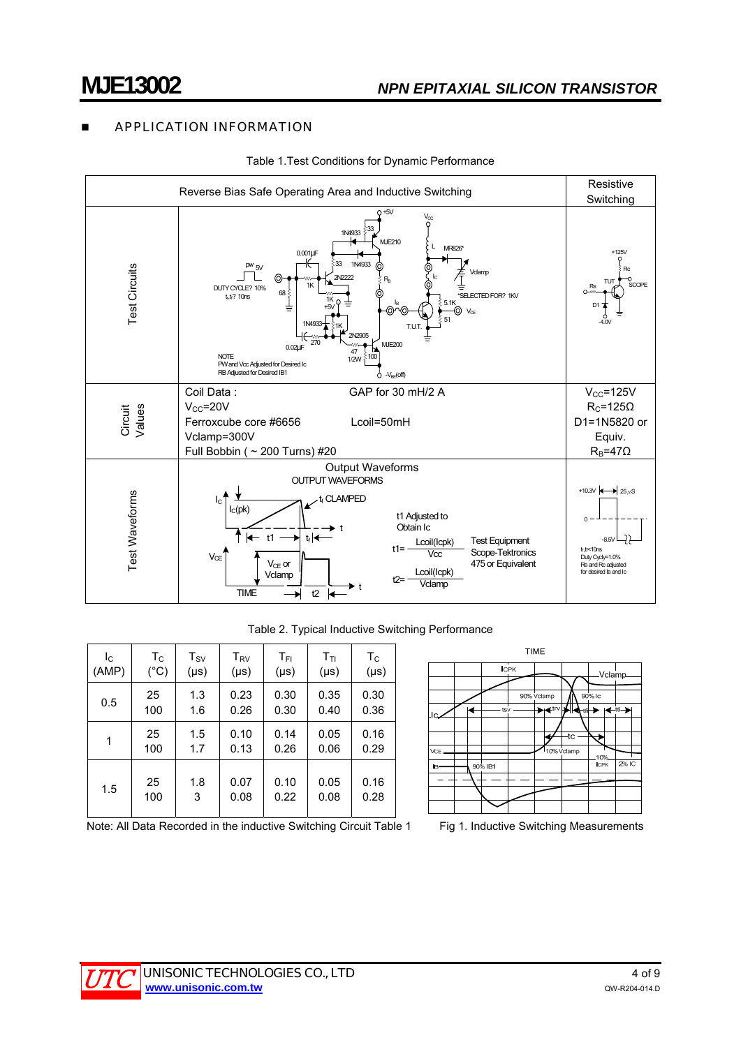## APPLICATION INFORMATION

Table 1.Test Conditions for Dynamic Performance

| | Reverse Bias Safe Operating Area and Inductive Switching | Resistive Switching |
|---|---|---|
| Test Circuits | | |
| Circuit Values | Coil Data : GAP for 30 mH/2 A<br>$V_{CC}$=20V<br>Ferroxcube core #6656 Lcoil=50mH<br>Vclamp=300V<br>Full Bobbin ( ~ 200 Turns) #20 | $V_{CC}$=125V<br>$R_C$=125Ω<br>D1=1N5820 or Equiv.<br>$R_B$=47Ω |
| Test Waveforms | Output Waveforms<br>t1 Adjusted to Obtain Ic<br>$t1 = \frac{Lcoil(Icpk)}{Vcc}$<br>$t2 = \frac{Lcoil(Icpk)}{Vclamp}$<br>Test Equipment Scope-Tektronics 475 or Equivalent | $t_r, t_f$<10ns<br>Duty Cycle=1.0%<br>$R_B$ and $R_C$ adjusted for desired $I_B$ and $I_C$ |

Table 2. Typical Inductive Switching Performance

| $I_C$ (AMP) | $T_C$ (°C) | $T_{SV}$ (μs) | $T_{RV}$ (μs) | $T_{FI}$ (μs) | $T_{TI}$ (μs) | $T_C$ (μs) |
|---|---|---|---|---|---|---|
| 0.5 | 25 | 1.3 | 0.23 | 0.30 | 0.35 | 0.30 |
| | 100 | 1.6 | 0.26 | 0.30 | 0.40 | 0.36 |
| 1 | 25 | 1.5 | 0.10 | 0.14 | 0.05 | 0.16 |
| | 100 | 1.7 | 0.13 | 0.26 | 0.06 | 0.29 |
| 1.5 | 25 | 1.8 | 0.07 | 0.10 | 0.05 | 0.16 |
| | 100 | 3 | 0.08 | 0.22 | 0.08 | 0.28 |

Note: All Data Recorded in the inductive Switching Circuit Table 1

Fig 1. Inductive Switching Measurements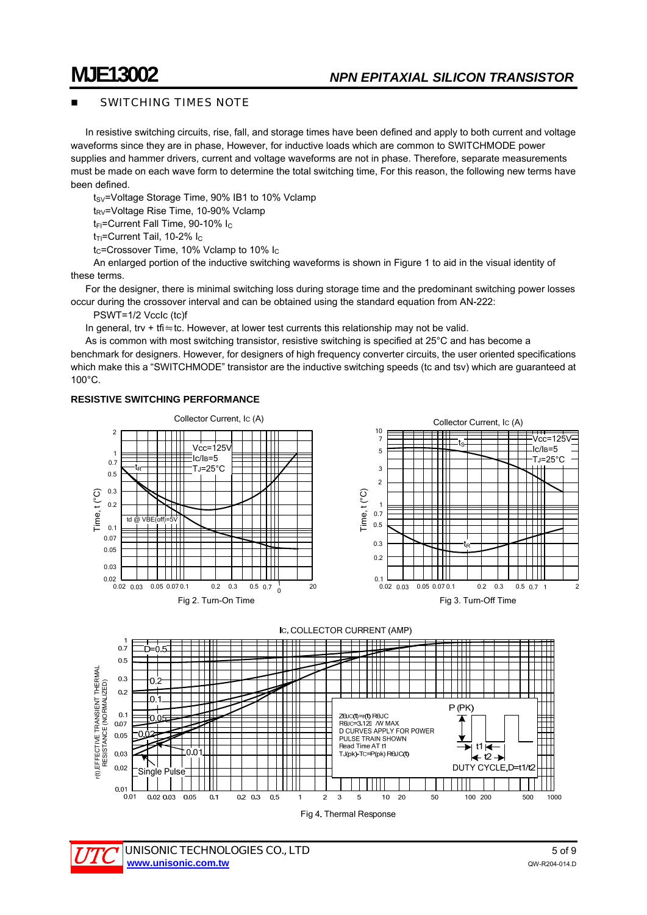■ SWITCHING TIMES NOTE

In resistive switching circuits, rise, fall, and storage times have been defined and apply to both current and voltage waveforms since they are in phase, However, for inductive loads which are common to SWITCHMODE power supplies and hammer drivers, current and voltage waveforms are not in phase. Therefore, separate measurements must be made on each wave form to determine the total switching time, For this reason, the following new terms have been defined.

$t_{SV}$=Voltage Storage Time, 90% IB1 to 10% Vclamp

$t_{RV}$=Voltage Rise Time, 10-90% Vclamp

$t_{FI}$=Current Fall Time, 90-10% $I_C$

$t_{TI}$=Current Tail, 10-2% $I_C$

$t_C$=Crossover Time, 10% Vclamp to 10% $I_C$

An enlarged portion of the inductive switching waveforms is shown in Figure 1 to aid in the visual identity of these terms.

For the designer, there is minimal switching loss during storage time and the predominant switching power losses occur during the crossover interval and can be obtained using the standard equation from AN-222:

PSWT=1/2 VccIc (tc)f

In general, trv + tfi≒tc. However, at lower test currents this relationship may not be valid.

As is common with most switching transistor, resistive switching is specified at 25°C and has become a benchmark for designers. However, for designers of high frequency converter circuits, the user oriented specifications which make this a "SWITCHMODE" transistor are the inductive switching speeds (tc and tsv) which are guaranteed at 100°C.

**RESISTIVE SWITCHING PERFORMANCE**

Fig 2. Turn-On Time

Fig 3. Turn-Off Time

Fig 4. Thermal Response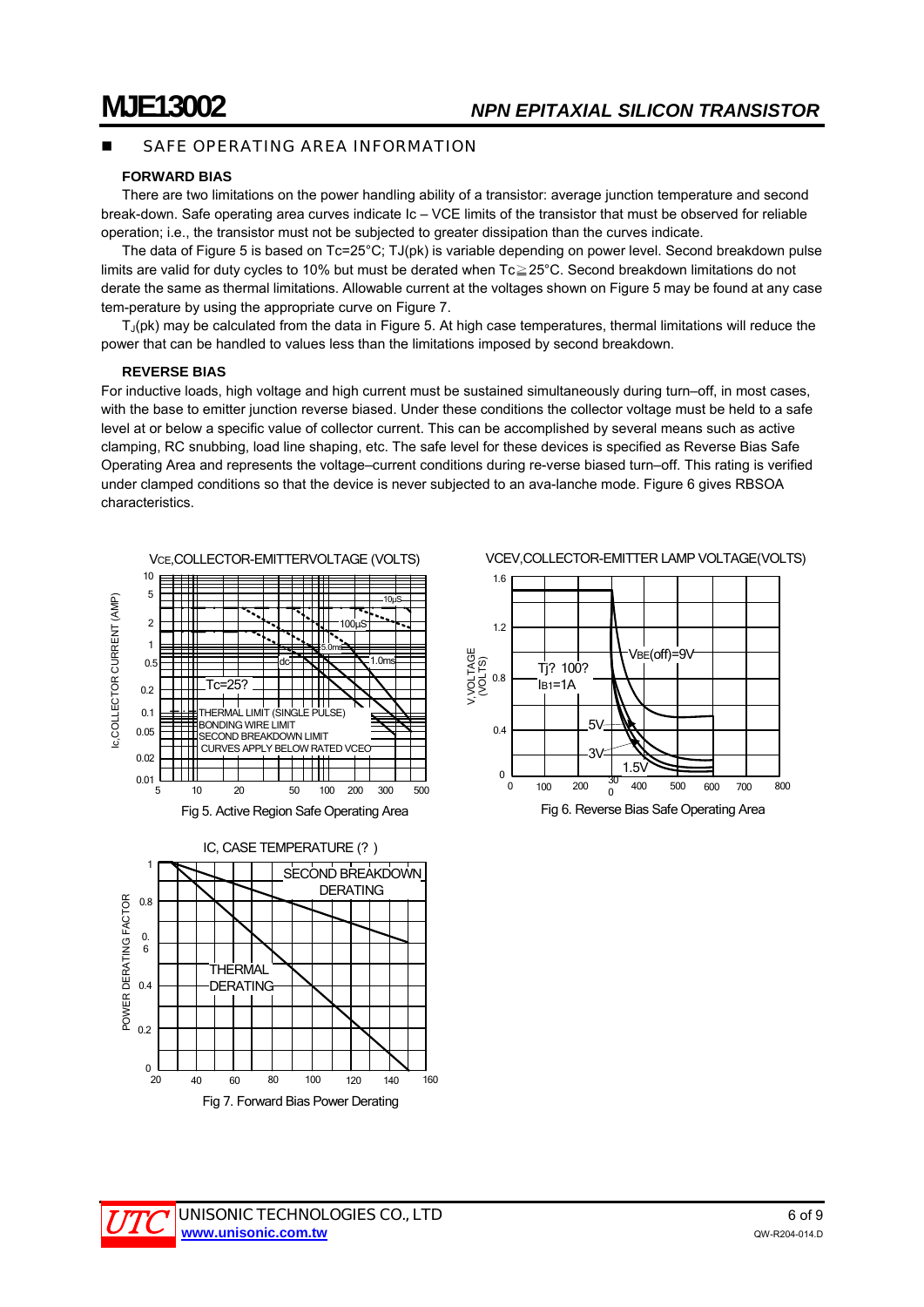## SAFE OPERATING AREA INFORMATION

**FORWARD BIAS**

There are two limitations on the power handling ability of a transistor: average junction temperature and second break-down. Safe operating area curves indicate Ic – VCE limits of the transistor that must be observed for reliable operation; i.e., the transistor must not be subjected to greater dissipation than the curves indicate.

The data of Figure 5 is based on Tc=25°C; TJ(pk) is variable depending on power level. Second breakdown pulse limits are valid for duty cycles to 10% but must be derated when Tc≧25°C. Second breakdown limitations do not derate the same as thermal limitations. Allowable current at the voltages shown on Figure 5 may be found at any case tem-perature by using the appropriate curve on Figure 7.

$T_J$(pk) may be calculated from the data in Figure 5. At high case temperatures, thermal limitations will reduce the power that can be handled to values less than the limitations imposed by second breakdown.

**REVERSE BIAS**

For inductive loads, high voltage and high current must be sustained simultaneously during turn–off, in most cases, with the base to emitter junction reverse biased. Under these conditions the collector voltage must be held to a safe level at or below a specific value of collector current. This can be accomplished by several means such as active clamping, RC snubbing, load line shaping, etc. The safe level for these devices is specified as Reverse Bias Safe Operating Area and represents the voltage–current conditions during re-verse biased turn–off. This rating is verified under clamped conditions so that the device is never subjected to an ava-lanche mode. Figure 6 gives RBSOA characteristics.

Fig 5. Active Region Safe Operating Area

Fig 6. Reverse Bias Safe Operating Area

Fig 7. Forward Bias Power Derating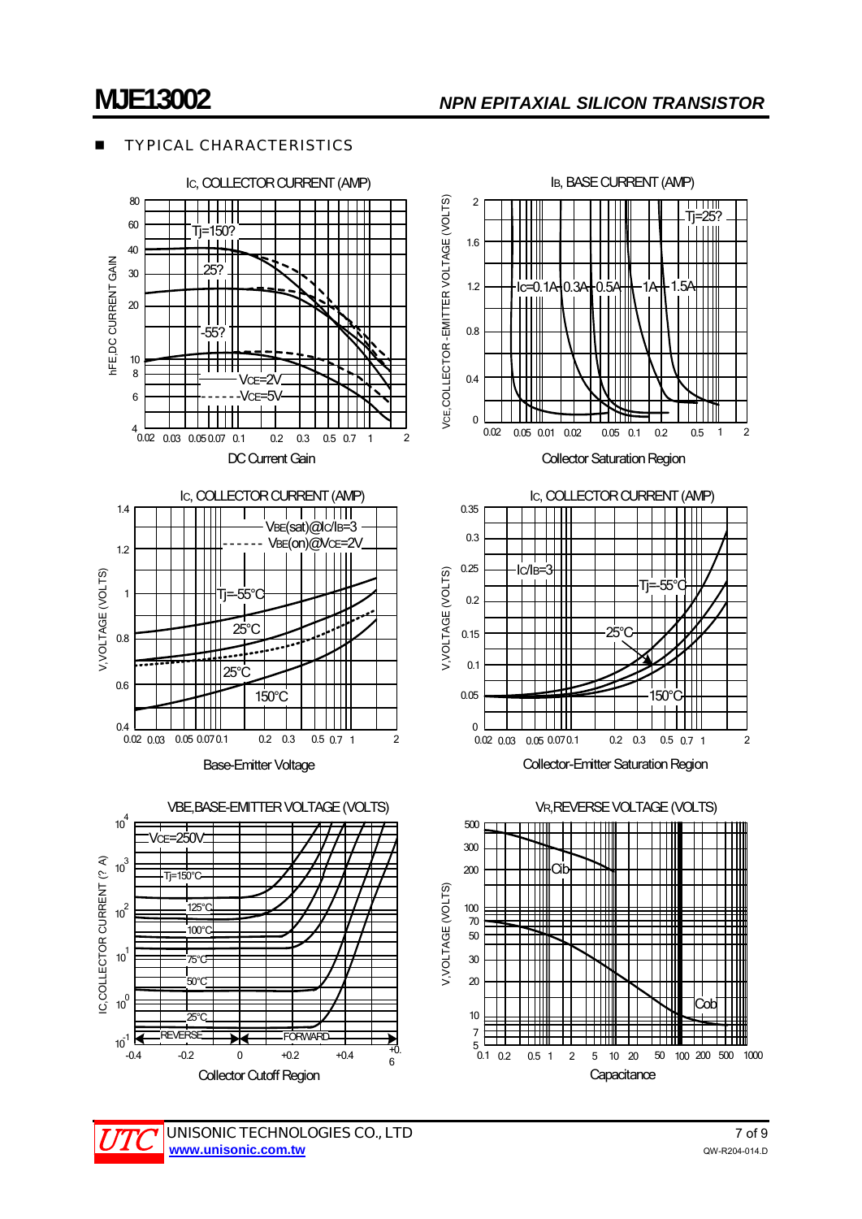## ■ TYPICAL CHARACTERISTICS

IC, COLLECTOR CURRENT (AMP)

hFE, DC CURRENT GAIN

Tj=150?

25?

-55?

VCE=2V

VCE=5V

DC Current Gain

IB, BASE CURRENT (AMP)

VCE, COLLECTOR-EMITTER VOLTAGE (VOLTS)

Tj=25?

Ic=0.1A 0.3A 0.5A 1A 1.5A

Collector Saturation Region

IC, COLLECTOR CURRENT (AMP)

V, VOLTAGE (VOLTS)

VBE(sat)@Ic/IB=3

VBE(on)@VCE=2V

Tj=-55°C

25°C

25°C

150°C

Base-Emitter Voltage

IC, COLLECTOR CURRENT (AMP)

V, VOLTAGE (VOLTS)

Ic/IB=3

Tj=-55°C

25°C

150°C

Collector-Emitter Saturation Region

VBE, BASE-EMITTER VOLTAGE (VOLTS)

IC, COLLECTOR CURRENT (? A)

VCE=250V

Tj=150°C

125°C

100°C

75°C

50°C

25°C

REVERSE

FORWARD

Collector Cutoff Region

VR, REVERSE VOLTAGE (VOLTS)

V, VOLTAGE (VOLTS)

Cib

Cob

Capacitance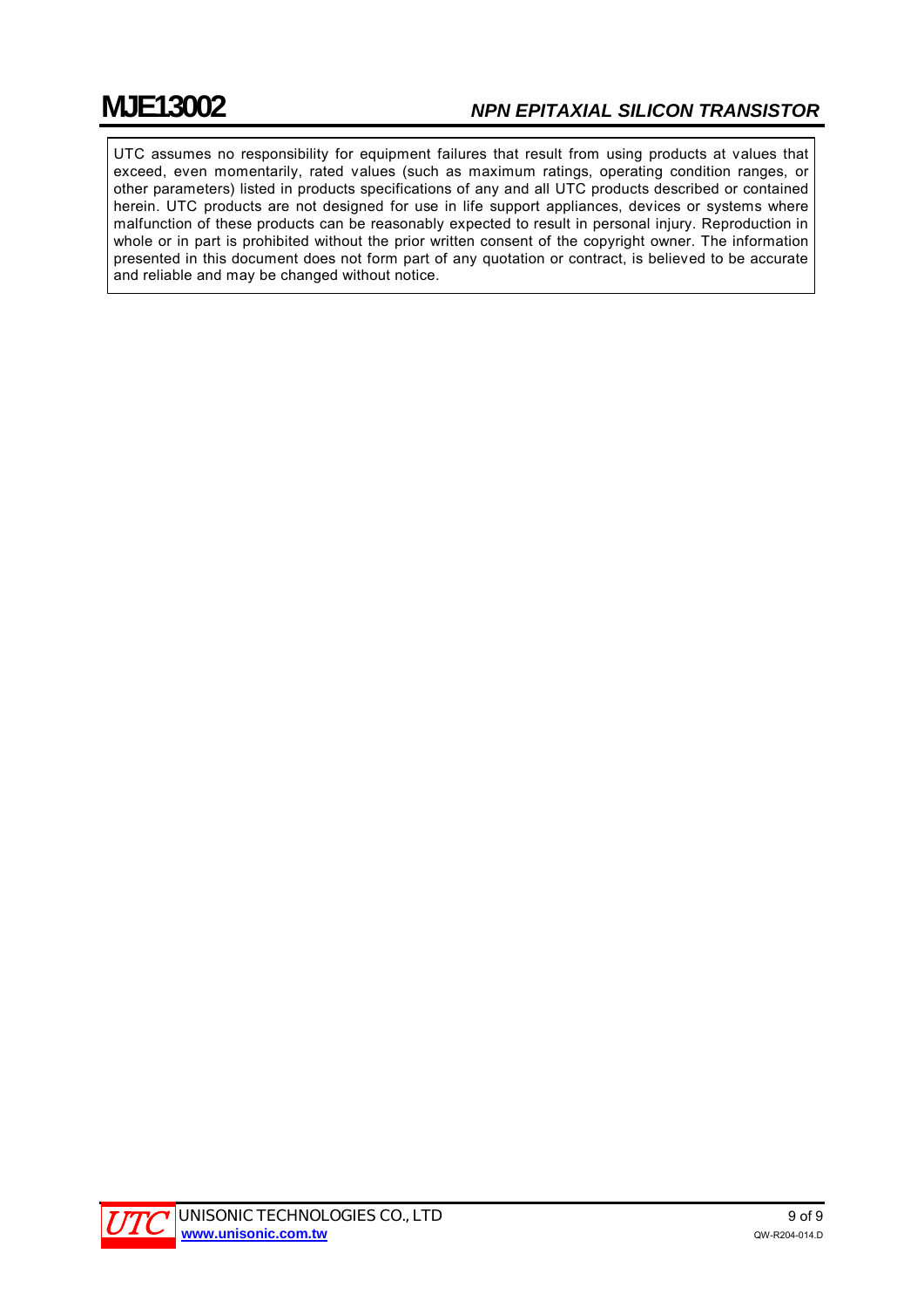UTC assumes no responsibility for equipment failures that result from using products at values that exceed, even momentarily, rated values (such as maximum ratings, operating condition ranges, or other parameters) listed in products specifications of any and all UTC products described or contained herein. UTC products are not designed for use in life support appliances, devices or systems where malfunction of these products can be reasonably expected to result in personal injury. Reproduction in whole or in part is prohibited without the prior written consent of the copyright owner. The information presented in this document does not form part of any quotation or contract, is believed to be accurate and reliable and may be changed without notice.